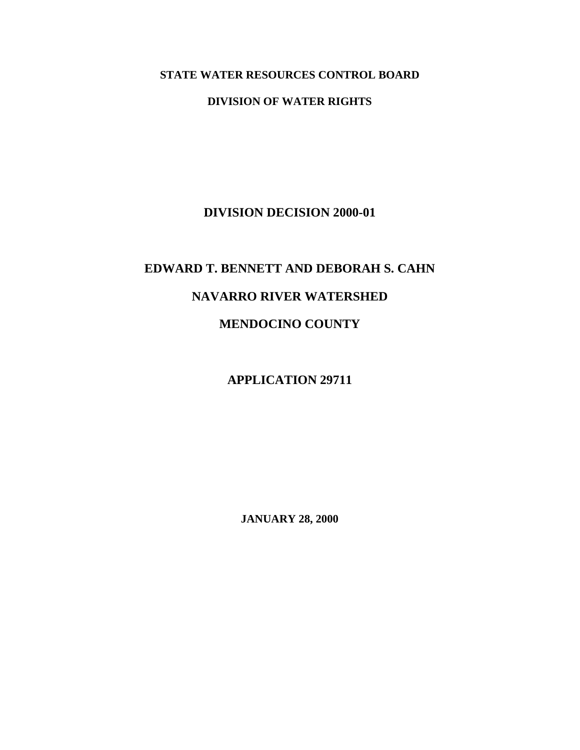**STATE WATER RESOURCES CONTROL BOARD**

**DIVISION OF WATER RIGHTS**

# DIVISION DECISION 2000-01

# EDWARD T. BENNETT AND DEBORAH S. CAHN

# NAVARRO RIVER WATERSHED

# MENDOCINO COUNTY

# APPLICATION 29711

**JANUARY 28, 2000**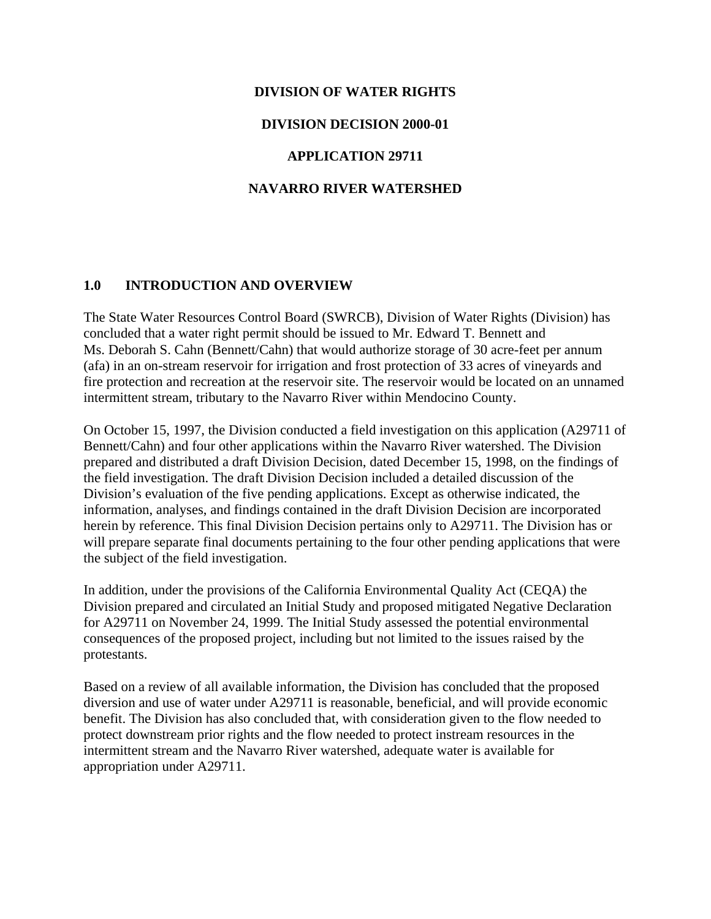**DIVISION OF WATER RIGHTS**

**DIVISION DECISION 2000-01**

**APPLICATION 29711**

**NAVARRO RIVER WATERSHED**

## 1.0 INTRODUCTION AND OVERVIEW

The State Water Resources Control Board (SWRCB), Division of Water Rights (Division) has concluded that a water right permit should be issued to Mr. Edward T. Bennett and Ms. Deborah S. Cahn (Bennett/Cahn) that would authorize storage of 30 acre-feet per annum (afa) in an on-stream reservoir for irrigation and frost protection of 33 acres of vineyards and fire protection and recreation at the reservoir site. The reservoir would be located on an unnamed intermittent stream, tributary to the Navarro River within Mendocino County.

On October 15, 1997, the Division conducted a field investigation on this application (A29711 of Bennett/Cahn) and four other applications within the Navarro River watershed. The Division prepared and distributed a draft Division Decision, dated December 15, 1998, on the findings of the field investigation. The draft Division Decision included a detailed discussion of the Division's evaluation of the five pending applications. Except as otherwise indicated, the information, analyses, and findings contained in the draft Division Decision are incorporated herein by reference. This final Division Decision pertains only to A29711. The Division has or will prepare separate final documents pertaining to the four other pending applications that were the subject of the field investigation.

In addition, under the provisions of the California Environmental Quality Act (CEQA) the Division prepared and circulated an Initial Study and proposed mitigated Negative Declaration for A29711 on November 24, 1999. The Initial Study assessed the potential environmental consequences of the proposed project, including but not limited to the issues raised by the protestants.

Based on a review of all available information, the Division has concluded that the proposed diversion and use of water under A29711 is reasonable, beneficial, and will provide economic benefit. The Division has also concluded that, with consideration given to the flow needed to protect downstream prior rights and the flow needed to protect instream resources in the intermittent stream and the Navarro River watershed, adequate water is available for appropriation under A29711.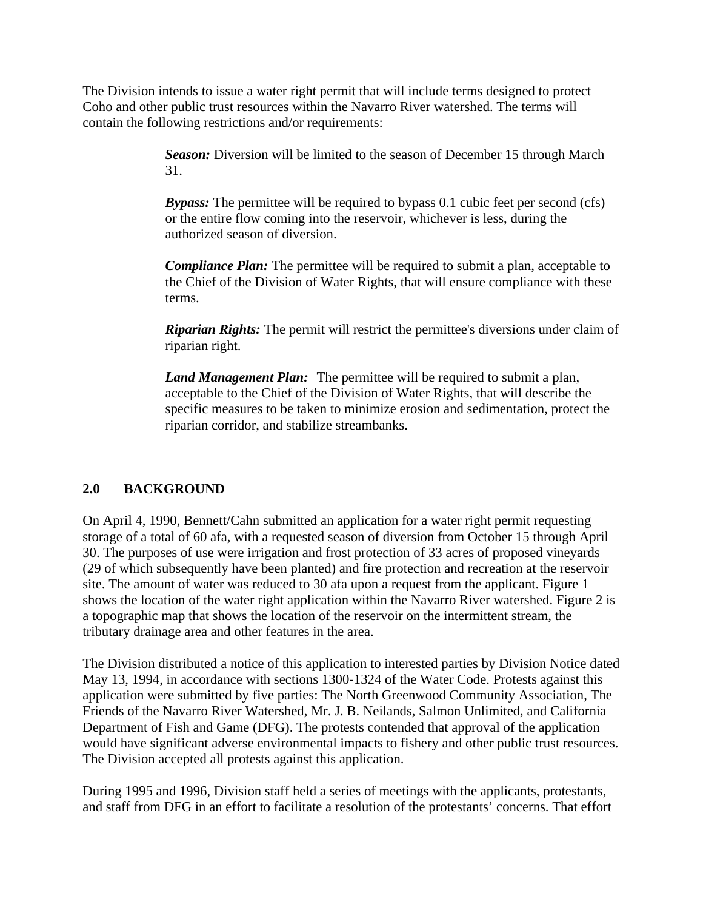The Division intends to issue a water right permit that will include terms designed to protect Coho and other public trust resources within the Navarro River watershed. The terms will contain the following restrictions and/or requirements:

> ***Season:*** Diversion will be limited to the season of December 15 through March 31.
>
> ***Bypass:*** The permittee will be required to bypass 0.1 cubic feet per second (cfs) or the entire flow coming into the reservoir, whichever is less, during the authorized season of diversion.
>
> ***Compliance Plan:*** The permittee will be required to submit a plan, acceptable to the Chief of the Division of Water Rights, that will ensure compliance with these terms.
>
> ***Riparian Rights:*** The permit will restrict the permittee's diversions under claim of riparian right.
>
> ***Land Management Plan:*** The permittee will be required to submit a plan, acceptable to the Chief of the Division of Water Rights, that will describe the specific measures to be taken to minimize erosion and sedimentation, protect the riparian corridor, and stabilize streambanks.

## 2.0 BACKGROUND

On April 4, 1990, Bennett/Cahn submitted an application for a water right permit requesting storage of a total of 60 afa, with a requested season of diversion from October 15 through April 30. The purposes of use were irrigation and frost protection of 33 acres of proposed vineyards (29 of which subsequently have been planted) and fire protection and recreation at the reservoir site. The amount of water was reduced to 30 afa upon a request from the applicant. Figure 1 shows the location of the water right application within the Navarro River watershed. Figure 2 is a topographic map that shows the location of the reservoir on the intermittent stream, the tributary drainage area and other features in the area.

The Division distributed a notice of this application to interested parties by Division Notice dated May 13, 1994, in accordance with sections 1300-1324 of the Water Code. Protests against this application were submitted by five parties: The North Greenwood Community Association, The Friends of the Navarro River Watershed, Mr. J. B. Neilands, Salmon Unlimited, and California Department of Fish and Game (DFG). The protests contended that approval of the application would have significant adverse environmental impacts to fishery and other public trust resources. The Division accepted all protests against this application.

During 1995 and 1996, Division staff held a series of meetings with the applicants, protestants, and staff from DFG in an effort to facilitate a resolution of the protestants' concerns. That effort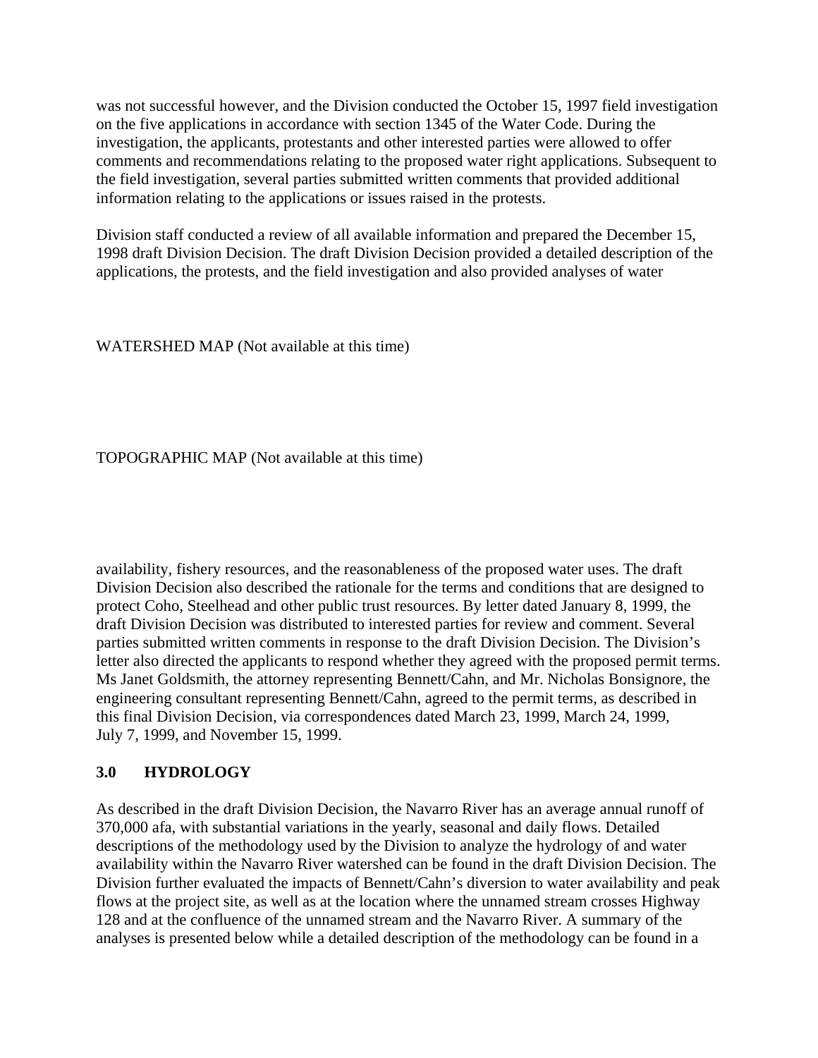was not successful however, and the Division conducted the October 15, 1997 field investigation on the five applications in accordance with section 1345 of the Water Code. During the investigation, the applicants, protestants and other interested parties were allowed to offer comments and recommendations relating to the proposed water right applications. Subsequent to the field investigation, several parties submitted written comments that provided additional information relating to the applications or issues raised in the protests.

Division staff conducted a review of all available information and prepared the December 15, 1998 draft Division Decision. The draft Division Decision provided a detailed description of the applications, the protests, and the field investigation and also provided analyses of water

WATERSHED MAP (Not available at this time)

TOPOGRAPHIC MAP (Not available at this time)

availability, fishery resources, and the reasonableness of the proposed water uses. The draft Division Decision also described the rationale for the terms and conditions that are designed to protect Coho, Steelhead and other public trust resources. By letter dated January 8, 1999, the draft Division Decision was distributed to interested parties for review and comment. Several parties submitted written comments in response to the draft Division Decision. The Division's letter also directed the applicants to respond whether they agreed with the proposed permit terms. Ms Janet Goldsmith, the attorney representing Bennett/Cahn, and Mr. Nicholas Bonsignore, the engineering consultant representing Bennett/Cahn, agreed to the permit terms, as described in this final Division Decision, via correspondences dated March 23, 1999, March 24, 1999, July 7, 1999, and November 15, 1999.

## 3.0 HYDROLOGY

As described in the draft Division Decision, the Navarro River has an average annual runoff of 370,000 afa, with substantial variations in the yearly, seasonal and daily flows. Detailed descriptions of the methodology used by the Division to analyze the hydrology of and water availability within the Navarro River watershed can be found in the draft Division Decision. The Division further evaluated the impacts of Bennett/Cahn's diversion to water availability and peak flows at the project site, as well as at the location where the unnamed stream crosses Highway 128 and at the confluence of the unnamed stream and the Navarro River. A summary of the analyses is presented below while a detailed description of the methodology can be found in a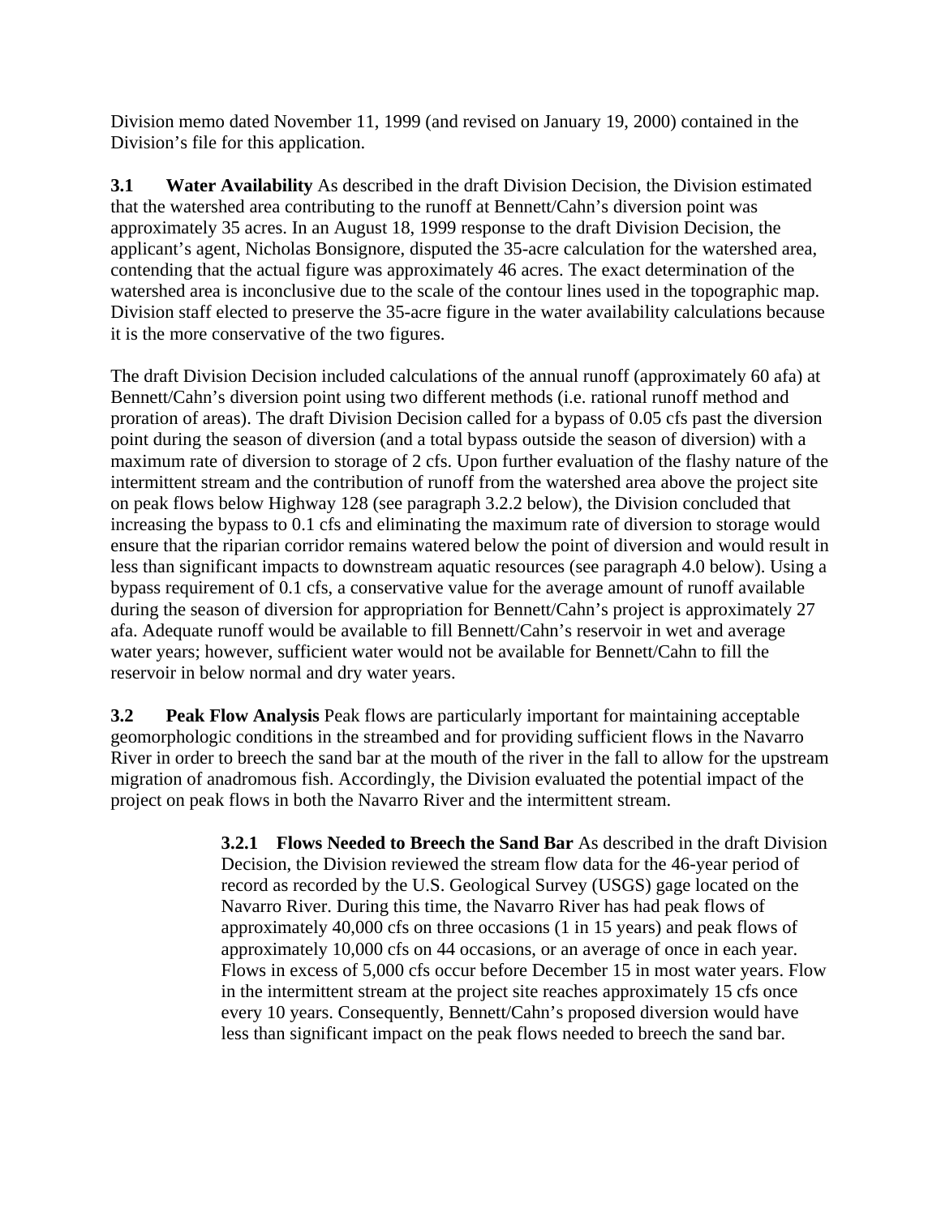Division memo dated November 11, 1999 (and revised on January 19, 2000) contained in the Division's file for this application.

**3.1 Water Availability** As described in the draft Division Decision, the Division estimated that the watershed area contributing to the runoff at Bennett/Cahn's diversion point was approximately 35 acres. In an August 18, 1999 response to the draft Division Decision, the applicant's agent, Nicholas Bonsignore, disputed the 35-acre calculation for the watershed area, contending that the actual figure was approximately 46 acres. The exact determination of the watershed area is inconclusive due to the scale of the contour lines used in the topographic map. Division staff elected to preserve the 35-acre figure in the water availability calculations because it is the more conservative of the two figures.

The draft Division Decision included calculations of the annual runoff (approximately 60 afa) at Bennett/Cahn's diversion point using two different methods (i.e. rational runoff method and proration of areas). The draft Division Decision called for a bypass of 0.05 cfs past the diversion point during the season of diversion (and a total bypass outside the season of diversion) with a maximum rate of diversion to storage of 2 cfs. Upon further evaluation of the flashy nature of the intermittent stream and the contribution of runoff from the watershed area above the project site on peak flows below Highway 128 (see paragraph 3.2.2 below), the Division concluded that increasing the bypass to 0.1 cfs and eliminating the maximum rate of diversion to storage would ensure that the riparian corridor remains watered below the point of diversion and would result in less than significant impacts to downstream aquatic resources (see paragraph 4.0 below). Using a bypass requirement of 0.1 cfs, a conservative value for the average amount of runoff available during the season of diversion for appropriation for Bennett/Cahn's project is approximately 27 afa. Adequate runoff would be available to fill Bennett/Cahn's reservoir in wet and average water years; however, sufficient water would not be available for Bennett/Cahn to fill the reservoir in below normal and dry water years.

**3.2 Peak Flow Analysis** Peak flows are particularly important for maintaining acceptable geomorphologic conditions in the streambed and for providing sufficient flows in the Navarro River in order to breech the sand bar at the mouth of the river in the fall to allow for the upstream migration of anadromous fish. Accordingly, the Division evaluated the potential impact of the project on peak flows in both the Navarro River and the intermittent stream.

**3.2.1 Flows Needed to Breech the Sand Bar** As described in the draft Division Decision, the Division reviewed the stream flow data for the 46-year period of record as recorded by the U.S. Geological Survey (USGS) gage located on the Navarro River. During this time, the Navarro River has had peak flows of approximately 40,000 cfs on three occasions (1 in 15 years) and peak flows of approximately 10,000 cfs on 44 occasions, or an average of once in each year. Flows in excess of 5,000 cfs occur before December 15 in most water years. Flow in the intermittent stream at the project site reaches approximately 15 cfs once every 10 years. Consequently, Bennett/Cahn's proposed diversion would have less than significant impact on the peak flows needed to breech the sand bar.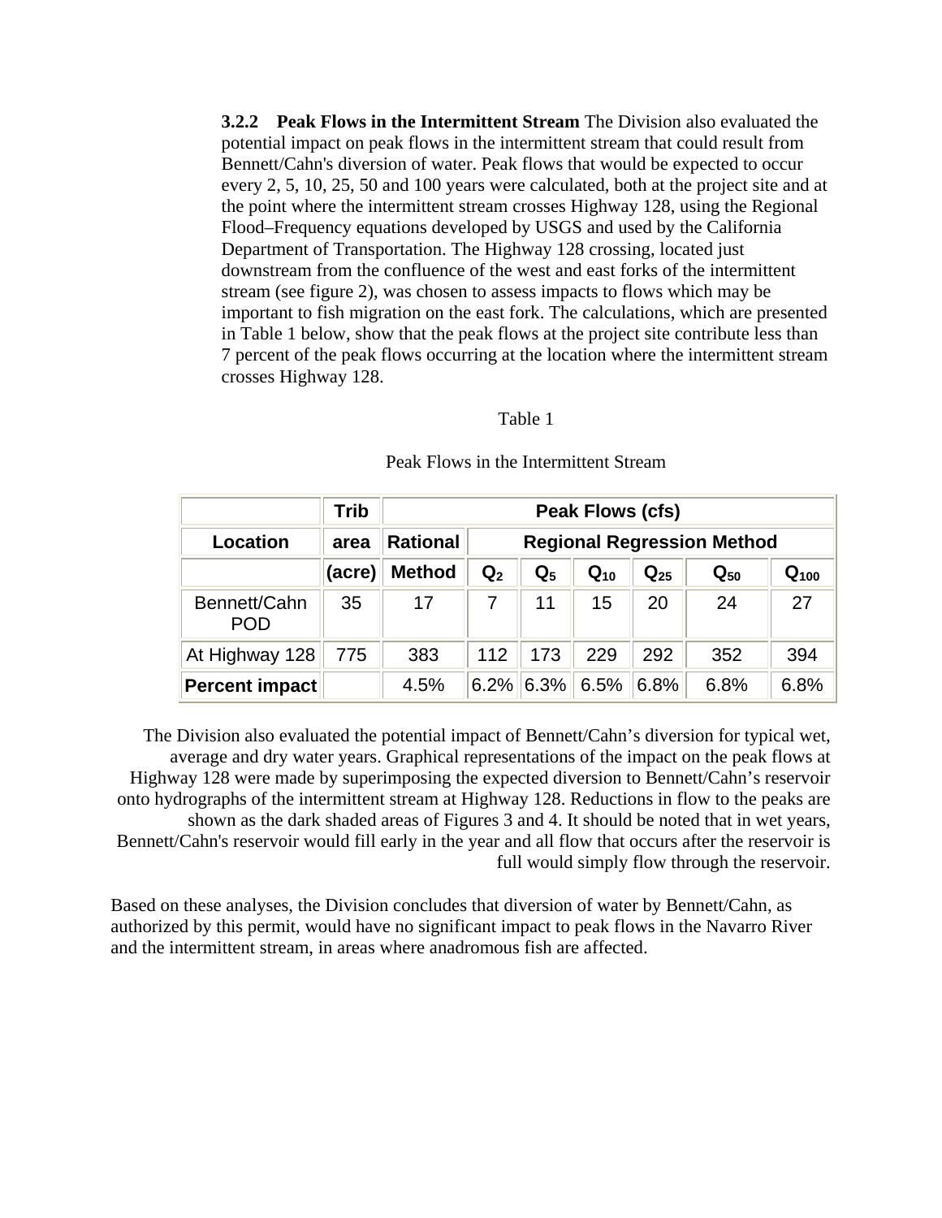**3.2.2 Peak Flows in the Intermittent Stream** The Division also evaluated the potential impact on peak flows in the intermittent stream that could result from Bennett/Cahn's diversion of water. Peak flows that would be expected to occur every 2, 5, 10, 25, 50 and 100 years were calculated, both at the project site and at the point where the intermittent stream crosses Highway 128, using the Regional Flood–Frequency equations developed by USGS and used by the California Department of Transportation. The Highway 128 crossing, located just downstream from the confluence of the west and east forks of the intermittent stream (see figure 2), was chosen to assess impacts to flows which may be important to fish migration on the east fork. The calculations, which are presented in Table 1 below, show that the peak flows at the project site contribute less than 7 percent of the peak flows occurring at the location where the intermittent stream crosses Highway 128.

Table 1

Peak Flows in the Intermittent Stream

| | **Trib** | **Peak Flows (cfs)** | | | | | | |
|---|---|---|---|---|---|---|---|---|
| **Location** | **area** | **Rational** | **Regional Regression Method** | | | | | |
| | **(acre)** | **Method** | **$Q_2$** | **$Q_5$** | **$Q_{10}$** | **$Q_{25}$** | **$Q_{50}$** | **$Q_{100}$** |
| Bennett/Cahn POD | 35 | 17 | 7 | 11 | 15 | 20 | 24 | 27 |
| At Highway 128 | 775 | 383 | 112 | 173 | 229 | 292 | 352 | 394 |
| **Percent impact** | | 4.5% | 6.2% | 6.3% | 6.5% | 6.8% | 6.8% | 6.8% |

The Division also evaluated the potential impact of Bennett/Cahn's diversion for typical wet, average and dry water years. Graphical representations of the impact on the peak flows at Highway 128 were made by superimposing the expected diversion to Bennett/Cahn's reservoir onto hydrographs of the intermittent stream at Highway 128. Reductions in flow to the peaks are shown as the dark shaded areas of Figures 3 and 4. It should be noted that in wet years, Bennett/Cahn's reservoir would fill early in the year and all flow that occurs after the reservoir is full would simply flow through the reservoir.

Based on these analyses, the Division concludes that diversion of water by Bennett/Cahn, as authorized by this permit, would have no significant impact to peak flows in the Navarro River and the intermittent stream, in areas where anadromous fish are affected.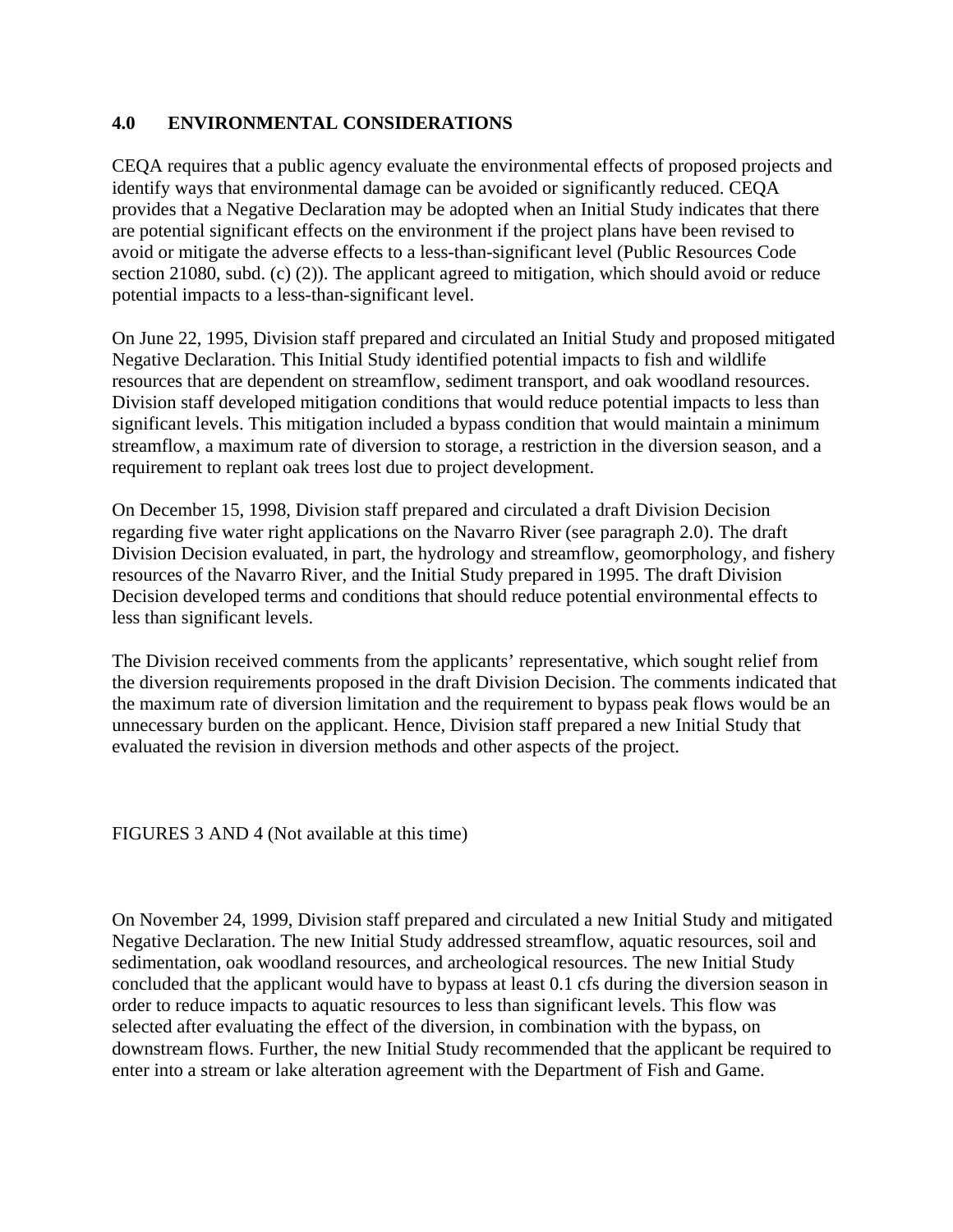## 4.0 ENVIRONMENTAL CONSIDERATIONS

CEQA requires that a public agency evaluate the environmental effects of proposed projects and identify ways that environmental damage can be avoided or significantly reduced. CEQA provides that a Negative Declaration may be adopted when an Initial Study indicates that there are potential significant effects on the environment if the project plans have been revised to avoid or mitigate the adverse effects to a less-than-significant level (Public Resources Code section 21080, subd. (c) (2)). The applicant agreed to mitigation, which should avoid or reduce potential impacts to a less-than-significant level.

On June 22, 1995, Division staff prepared and circulated an Initial Study and proposed mitigated Negative Declaration. This Initial Study identified potential impacts to fish and wildlife resources that are dependent on streamflow, sediment transport, and oak woodland resources. Division staff developed mitigation conditions that would reduce potential impacts to less than significant levels. This mitigation included a bypass condition that would maintain a minimum streamflow, a maximum rate of diversion to storage, a restriction in the diversion season, and a requirement to replant oak trees lost due to project development.

On December 15, 1998, Division staff prepared and circulated a draft Division Decision regarding five water right applications on the Navarro River (see paragraph 2.0). The draft Division Decision evaluated, in part, the hydrology and streamflow, geomorphology, and fishery resources of the Navarro River, and the Initial Study prepared in 1995. The draft Division Decision developed terms and conditions that should reduce potential environmental effects to less than significant levels.

The Division received comments from the applicants' representative, which sought relief from the diversion requirements proposed in the draft Division Decision. The comments indicated that the maximum rate of diversion limitation and the requirement to bypass peak flows would be an unnecessary burden on the applicant. Hence, Division staff prepared a new Initial Study that evaluated the revision in diversion methods and other aspects of the project.

FIGURES 3 AND 4 (Not available at this time)

On November 24, 1999, Division staff prepared and circulated a new Initial Study and mitigated Negative Declaration. The new Initial Study addressed streamflow, aquatic resources, soil and sedimentation, oak woodland resources, and archeological resources. The new Initial Study concluded that the applicant would have to bypass at least 0.1 cfs during the diversion season in order to reduce impacts to aquatic resources to less than significant levels. This flow was selected after evaluating the effect of the diversion, in combination with the bypass, on downstream flows. Further, the new Initial Study recommended that the applicant be required to enter into a stream or lake alteration agreement with the Department of Fish and Game.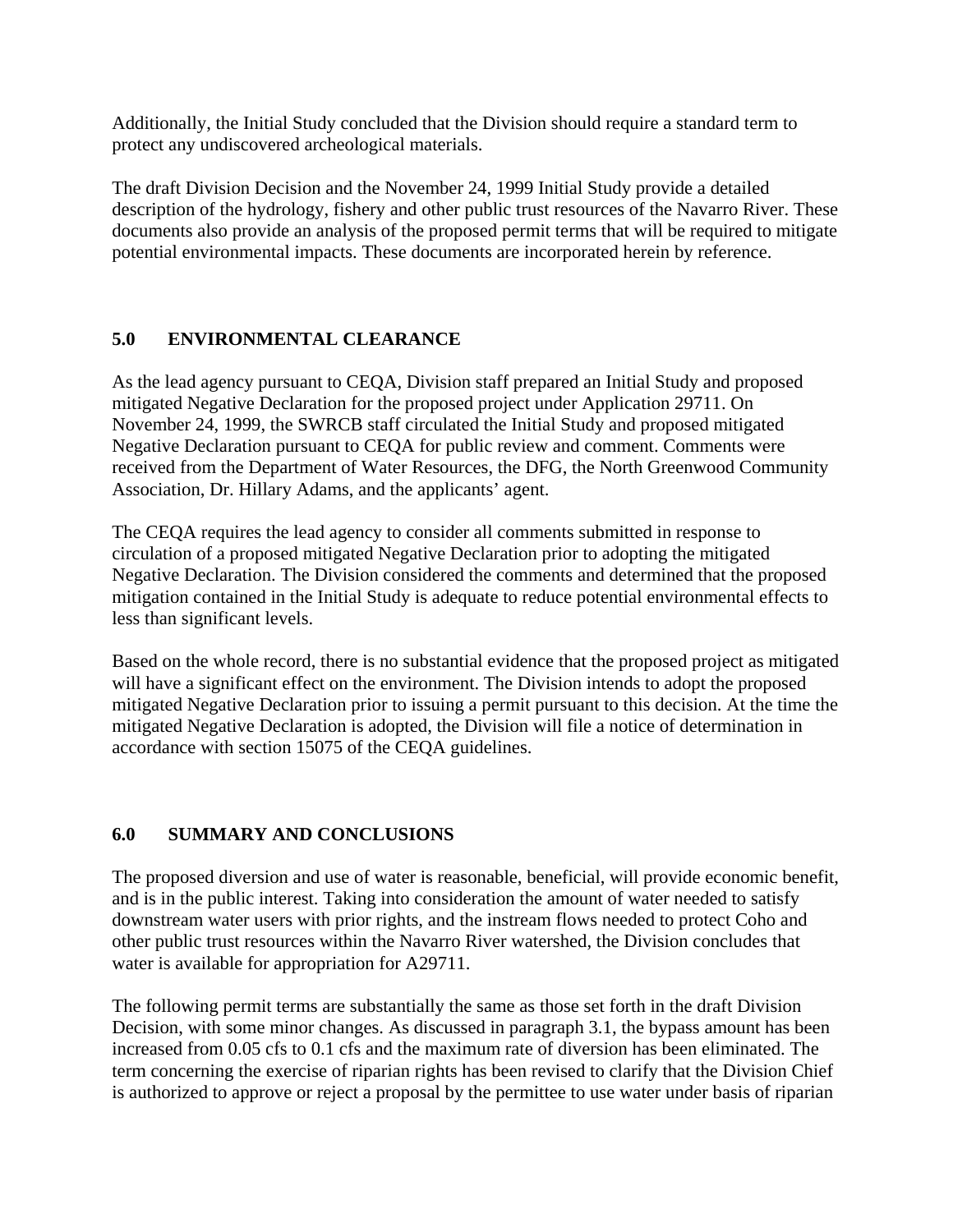Additionally, the Initial Study concluded that the Division should require a standard term to protect any undiscovered archeological materials.

The draft Division Decision and the November 24, 1999 Initial Study provide a detailed description of the hydrology, fishery and other public trust resources of the Navarro River. These documents also provide an analysis of the proposed permit terms that will be required to mitigate potential environmental impacts. These documents are incorporated herein by reference.

## 5.0 ENVIRONMENTAL CLEARANCE

As the lead agency pursuant to CEQA, Division staff prepared an Initial Study and proposed mitigated Negative Declaration for the proposed project under Application 29711. On November 24, 1999, the SWRCB staff circulated the Initial Study and proposed mitigated Negative Declaration pursuant to CEQA for public review and comment. Comments were received from the Department of Water Resources, the DFG, the North Greenwood Community Association, Dr. Hillary Adams, and the applicants' agent.

The CEQA requires the lead agency to consider all comments submitted in response to circulation of a proposed mitigated Negative Declaration prior to adopting the mitigated Negative Declaration. The Division considered the comments and determined that the proposed mitigation contained in the Initial Study is adequate to reduce potential environmental effects to less than significant levels.

Based on the whole record, there is no substantial evidence that the proposed project as mitigated will have a significant effect on the environment. The Division intends to adopt the proposed mitigated Negative Declaration prior to issuing a permit pursuant to this decision. At the time the mitigated Negative Declaration is adopted, the Division will file a notice of determination in accordance with section 15075 of the CEQA guidelines.

## 6.0 SUMMARY AND CONCLUSIONS

The proposed diversion and use of water is reasonable, beneficial, will provide economic benefit, and is in the public interest. Taking into consideration the amount of water needed to satisfy downstream water users with prior rights, and the instream flows needed to protect Coho and other public trust resources within the Navarro River watershed, the Division concludes that water is available for appropriation for A29711.

The following permit terms are substantially the same as those set forth in the draft Division Decision, with some minor changes. As discussed in paragraph 3.1, the bypass amount has been increased from 0.05 cfs to 0.1 cfs and the maximum rate of diversion has been eliminated. The term concerning the exercise of riparian rights has been revised to clarify that the Division Chief is authorized to approve or reject a proposal by the permittee to use water under basis of riparian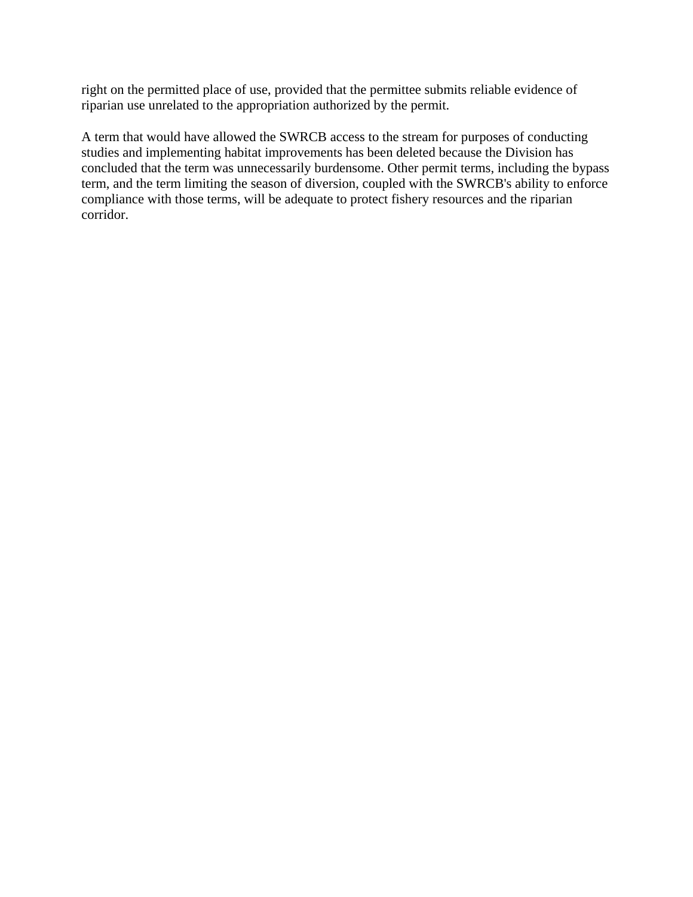right on the permitted place of use, provided that the permittee submits reliable evidence of riparian use unrelated to the appropriation authorized by the permit.

A term that would have allowed the SWRCB access to the stream for purposes of conducting studies and implementing habitat improvements has been deleted because the Division has concluded that the term was unnecessarily burdensome. Other permit terms, including the bypass term, and the term limiting the season of diversion, coupled with the SWRCB's ability to enforce compliance with those terms, will be adequate to protect fishery resources and the riparian corridor.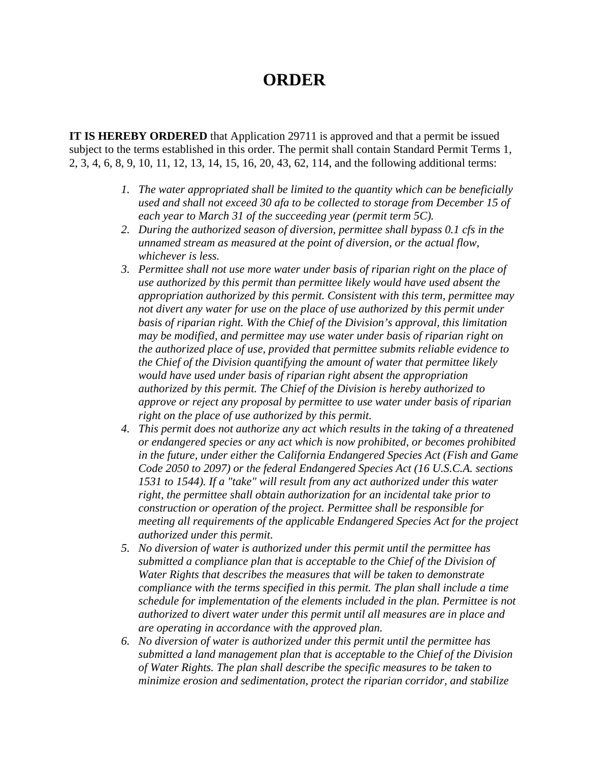# ORDER

**IT IS HEREBY ORDERED** that Application 29711 is approved and that a permit be issued subject to the terms established in this order. The permit shall contain Standard Permit Terms 1, 2, 3, 4, 6, 8, 9, 10, 11, 12, 13, 14, 15, 16, 20, 43, 62, 114, and the following additional terms:

1. *The water appropriated shall be limited to the quantity which can be beneficially used and shall not exceed 30 afa to be collected to storage from December 15 of each year to March 31 of the succeeding year (permit term 5C).*
2. *During the authorized season of diversion, permittee shall bypass 0.1 cfs in the unnamed stream as measured at the point of diversion, or the actual flow, whichever is less.*
3. *Permittee shall not use more water under basis of riparian right on the place of use authorized by this permit than permittee likely would have used absent the appropriation authorized by this permit. Consistent with this term, permittee may not divert any water for use on the place of use authorized by this permit under basis of riparian right. With the Chief of the Division's approval, this limitation may be modified, and permittee may use water under basis of riparian right on the authorized place of use, provided that permittee submits reliable evidence to the Chief of the Division quantifying the amount of water that permittee likely would have used under basis of riparian right absent the appropriation authorized by this permit. The Chief of the Division is hereby authorized to approve or reject any proposal by permittee to use water under basis of riparian right on the place of use authorized by this permit.*
4. *This permit does not authorize any act which results in the taking of a threatened or endangered species or any act which is now prohibited, or becomes prohibited in the future, under either the California Endangered Species Act (Fish and Game Code 2050 to 2097) or the federal Endangered Species Act (16 U.S.C.A. sections 1531 to 1544). If a "take" will result from any act authorized under this water right, the permittee shall obtain authorization for an incidental take prior to construction or operation of the project. Permittee shall be responsible for meeting all requirements of the applicable Endangered Species Act for the project authorized under this permit.*
5. *No diversion of water is authorized under this permit until the permittee has submitted a compliance plan that is acceptable to the Chief of the Division of Water Rights that describes the measures that will be taken to demonstrate compliance with the terms specified in this permit. The plan shall include a time schedule for implementation of the elements included in the plan. Permittee is not authorized to divert water under this permit until all measures are in place and are operating in accordance with the approved plan.*
6. *No diversion of water is authorized under this permit until the permittee has submitted a land management plan that is acceptable to the Chief of the Division of Water Rights. The plan shall describe the specific measures to be taken to minimize erosion and sedimentation, protect the riparian corridor, and stabilize*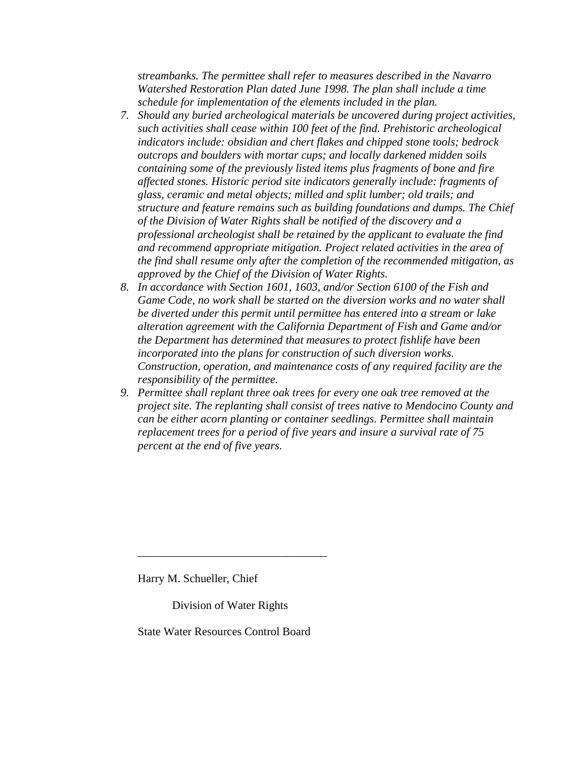*streambanks. The permittee shall refer to measures described in the Navarro Watershed Restoration Plan dated June 1998. The plan shall include a time schedule for implementation of the elements included in the plan.*

7. *Should any buried archeological materials be uncovered during project activities, such activities shall cease within 100 feet of the find. Prehistoric archeological indicators include: obsidian and chert flakes and chipped stone tools; bedrock outcrops and boulders with mortar cups; and locally darkened midden soils containing some of the previously listed items plus fragments of bone and fire affected stones. Historic period site indicators generally include: fragments of glass, ceramic and metal objects; milled and split lumber; old trails; and structure and feature remains such as building foundations and dumps. The Chief of the Division of Water Rights shall be notified of the discovery and a professional archeologist shall be retained by the applicant to evaluate the find and recommend appropriate mitigation. Project related activities in the area of the find shall resume only after the completion of the recommended mitigation, as approved by the Chief of the Division of Water Rights.*
8. *In accordance with Section 1601, 1603, and/or Section 6100 of the Fish and Game Code, no work shall be started on the diversion works and no water shall be diverted under this permit until permittee has entered into a stream or lake alteration agreement with the California Department of Fish and Game and/or the Department has determined that measures to protect fishlife have been incorporated into the plans for construction of such diversion works. Construction, operation, and maintenance costs of any required facility are the responsibility of the permittee.*
9. *Permittee shall replant three oak trees for every one oak tree removed at the project site. The replanting shall consist of trees native to Mendocino County and can be either acorn planting or container seedlings. Permittee shall maintain replacement trees for a period of five years and insure a survival rate of 75 percent at the end of five years.*

\_\_\_\_\_\_\_\_\_\_\_\_\_\_\_\_\_\_\_\_\_\_\_\_\_\_\_\_\_\_\_\_\_\_

Harry M. Schueller, Chief

Division of Water Rights

State Water Resources Control Board